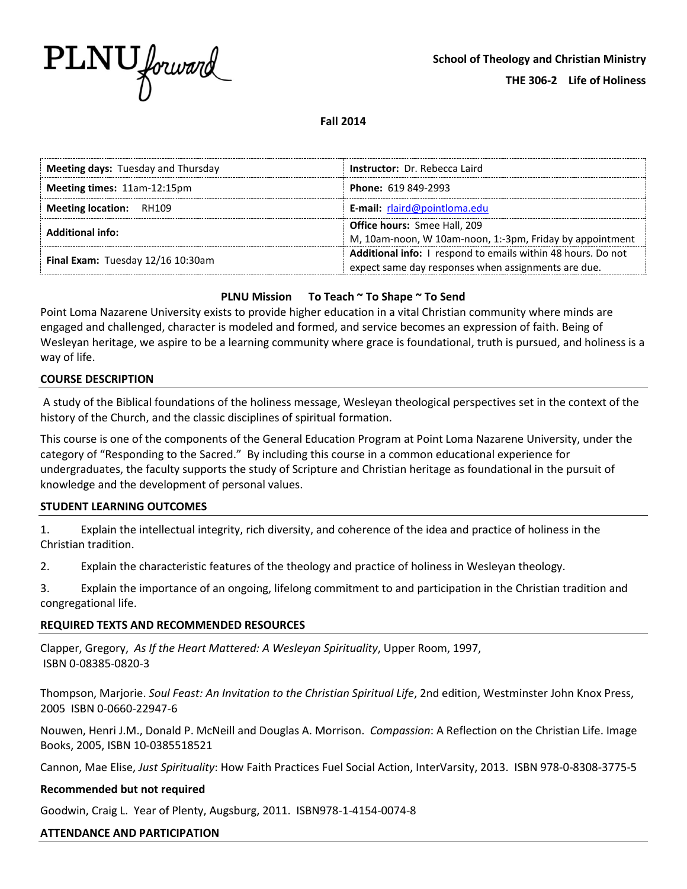PLNU forward

**School of Theology and Christian Ministry**

**THE 306-2 Life of Holiness**

**Fall 2014**

| | |
|---|---|
| **Meeting days:** Tuesday and Thursday | **Instructor:** Dr. Rebecca Laird |
| **Meeting times:** 11am-12:15pm | **Phone:** 619 849-2993 |
| **Meeting location:** RH109 | **E-mail:** rlaird@pointloma.edu |
| **Additional info:** | **Office hours:** Smee Hall, 209<br>M, 10am-noon, W 10am-noon, 1:-3pm, Friday by appointment |
| **Final Exam:** Tuesday 12/16 10:30am | **Additional info:** I respond to emails within 48 hours. Do not expect same day responses when assignments are due. |

**PLNU Mission To Teach ~ To Shape ~ To Send**

Point Loma Nazarene University exists to provide higher education in a vital Christian community where minds are engaged and challenged, character is modeled and formed, and service becomes an expression of faith. Being of Wesleyan heritage, we aspire to be a learning community where grace is foundational, truth is pursued, and holiness is a way of life.

## COURSE DESCRIPTION

A study of the Biblical foundations of the holiness message, Wesleyan theological perspectives set in the context of the history of the Church, and the classic disciplines of spiritual formation.

This course is one of the components of the General Education Program at Point Loma Nazarene University, under the category of "Responding to the Sacred." By including this course in a common educational experience for undergraduates, the faculty supports the study of Scripture and Christian heritage as foundational in the pursuit of knowledge and the development of personal values.

## STUDENT LEARNING OUTCOMES

1. Explain the intellectual integrity, rich diversity, and coherence of the idea and practice of holiness in the Christian tradition.
2. Explain the characteristic features of the theology and practice of holiness in Wesleyan theology.
3. Explain the importance of an ongoing, lifelong commitment to and participation in the Christian tradition and congregational life.

## REQUIRED TEXTS AND RECOMMENDED RESOURCES

Clapper, Gregory, *As If the Heart Mattered: A Wesleyan Spirituality*, Upper Room, 1997, ISBN 0-08385-0820-3

Thompson, Marjorie. *Soul Feast: An Invitation to the Christian Spiritual Life*, 2nd edition, Westminster John Knox Press, 2005 ISBN 0-0660-22947-6

Nouwen, Henri J.M., Donald P. McNeill and Douglas A. Morrison. *Compassion*: A Reflection on the Christian Life. Image Books, 2005, ISBN 10-0385518521

Cannon, Mae Elise, *Just Spirituality*: How Faith Practices Fuel Social Action, InterVarsity, 2013. ISBN 978-0-8308-3775-5

**Recommended but not required**

Goodwin, Craig L. Year of Plenty, Augsburg, 2011. ISBN978-1-4154-0074-8

## ATTENDANCE AND PARTICIPATION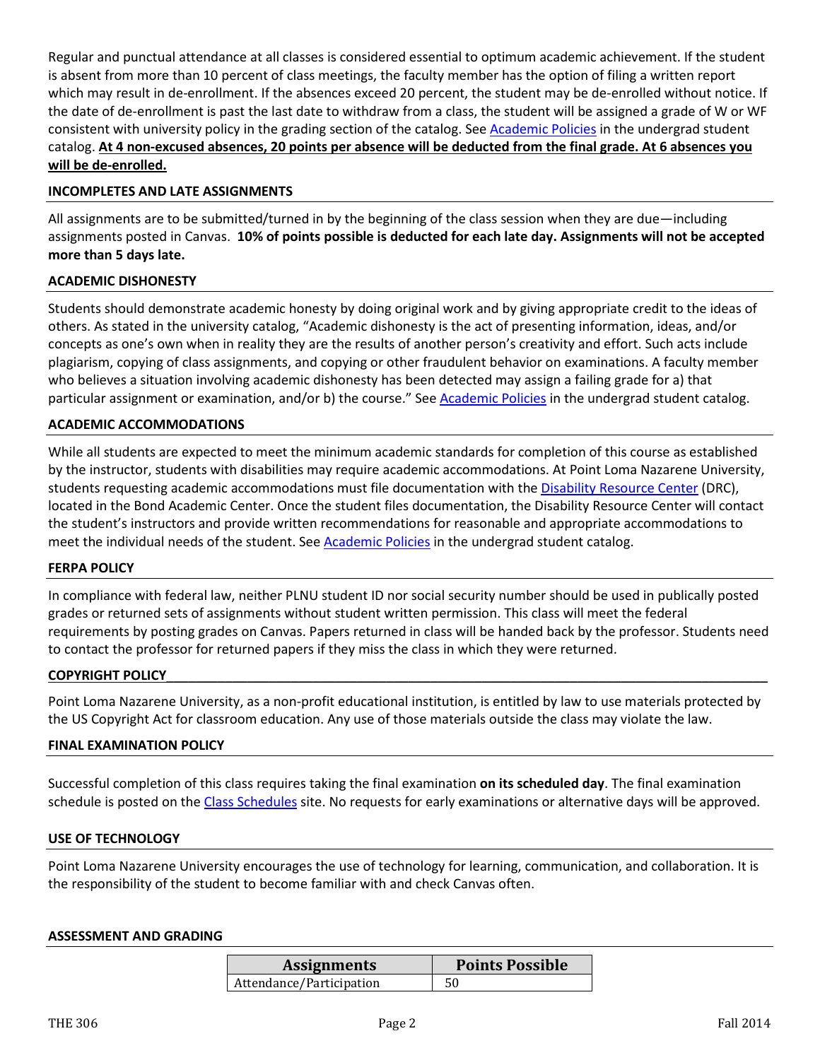Regular and punctual attendance at all classes is considered essential to optimum academic achievement. If the student is absent from more than 10 percent of class meetings, the faculty member has the option of filing a written report which may result in de-enrollment. If the absences exceed 20 percent, the student may be de-enrolled without notice. If the date of de-enrollment is past the last date to withdraw from a class, the student will be assigned a grade of W or WF consistent with university policy in the grading section of the catalog. See [Academic Policies](#) in the undergrad student catalog. **At 4 non-excused absences, 20 points per absence will be deducted from the final grade. At 6 absences you will be de-enrolled.**

### INCOMPLETES AND LATE ASSIGNMENTS

All assignments are to be submitted/turned in by the beginning of the class session when they are due—including assignments posted in Canvas. **10% of points possible is deducted for each late day. Assignments will not be accepted more than 5 days late.**

### ACADEMIC DISHONESTY

Students should demonstrate academic honesty by doing original work and by giving appropriate credit to the ideas of others. As stated in the university catalog, "Academic dishonesty is the act of presenting information, ideas, and/or concepts as one's own when in reality they are the results of another person's creativity and effort. Such acts include plagiarism, copying of class assignments, and copying or other fraudulent behavior on examinations. A faculty member who believes a situation involving academic dishonesty has been detected may assign a failing grade for a) that particular assignment or examination, and/or b) the course." See [Academic Policies](#) in the undergrad student catalog.

### ACADEMIC ACCOMMODATIONS

While all students are expected to meet the minimum academic standards for completion of this course as established by the instructor, students with disabilities may require academic accommodations. At Point Loma Nazarene University, students requesting academic accommodations must file documentation with the [Disability Resource Center](#) (DRC), located in the Bond Academic Center. Once the student files documentation, the Disability Resource Center will contact the student's instructors and provide written recommendations for reasonable and appropriate accommodations to meet the individual needs of the student. See [Academic Policies](#) in the undergrad student catalog.

### FERPA POLICY

In compliance with federal law, neither PLNU student ID nor social security number should be used in publically posted grades or returned sets of assignments without student written permission. This class will meet the federal requirements by posting grades on Canvas. Papers returned in class will be handed back by the professor. Students need to contact the professor for returned papers if they miss the class in which they were returned.

### COPYRIGHT POLICY

Point Loma Nazarene University, as a non-profit educational institution, is entitled by law to use materials protected by the US Copyright Act for classroom education. Any use of those materials outside the class may violate the law.

### FINAL EXAMINATION POLICY

Successful completion of this class requires taking the final examination **on its scheduled day**. The final examination schedule is posted on the [Class Schedules](#) site. No requests for early examinations or alternative days will be approved.

### USE OF TECHNOLOGY

Point Loma Nazarene University encourages the use of technology for learning, communication, and collaboration. It is the responsibility of the student to become familiar with and check Canvas often.

### ASSESSMENT AND GRADING

| Assignments | Points Possible |
|---|---|
| Attendance/Participation | 50 |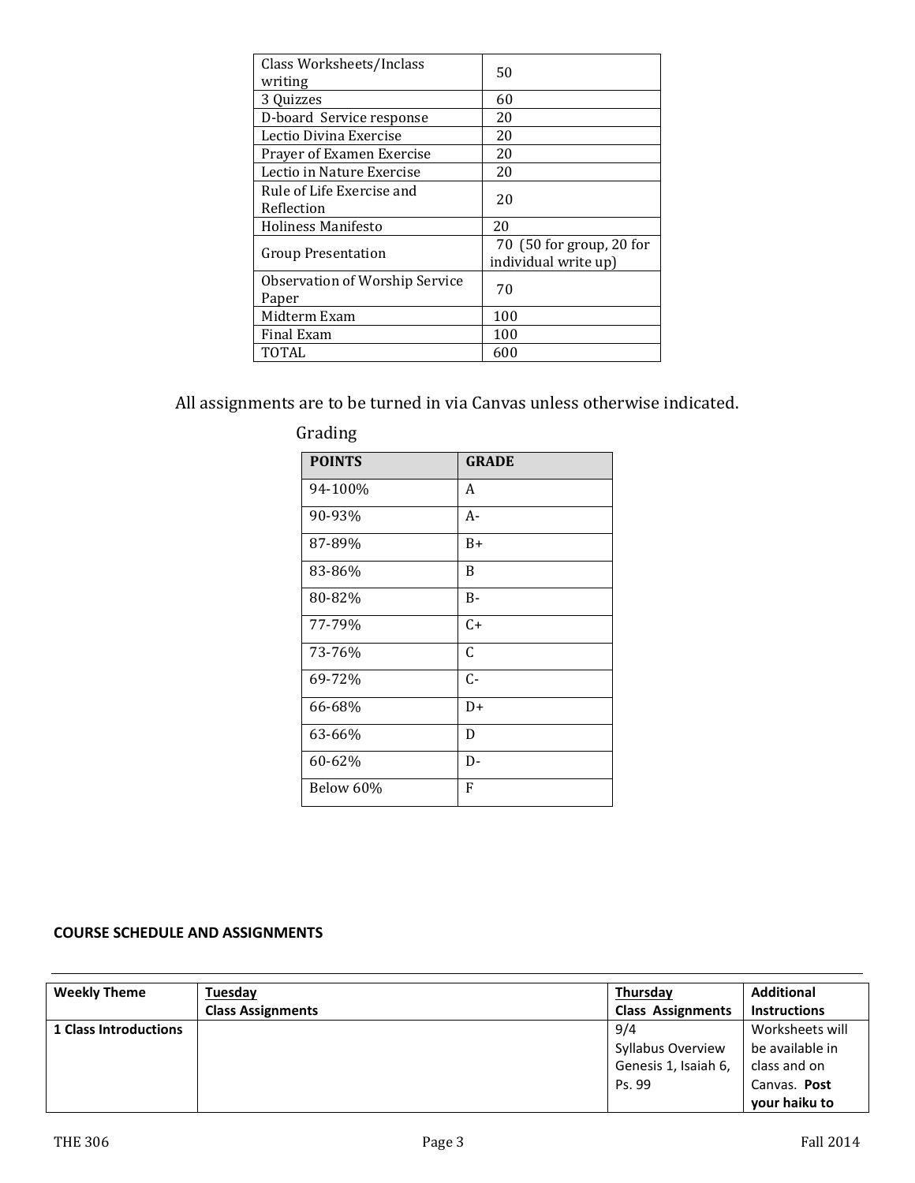| | |
|---|---|
| Class Worksheets/Inclass writing | 50 |
| 3 Quizzes | 60 |
| D-board Service response | 20 |
| Lectio Divina Exercise | 20 |
| Prayer of Examen Exercise | 20 |
| Lectio in Nature Exercise | 20 |
| Rule of Life Exercise and Reflection | 20 |
| Holiness Manifesto | 20 |
| Group Presentation | 70 (50 for group, 20 for individual write up) |
| Observation of Worship Service Paper | 70 |
| Midterm Exam | 100 |
| Final Exam | 100 |
| TOTAL | 600 |

All assignments are to be turned in via Canvas unless otherwise indicated.

Grading

| POINTS | GRADE |
|---|---|
| 94-100% | A |
| 90-93% | A- |
| 87-89% | B+ |
| 83-86% | B |
| 80-82% | B- |
| 77-79% | C+ |
| 73-76% | C |
| 69-72% | C- |
| 66-68% | D+ |
| 63-66% | D |
| 60-62% | D- |
| Below 60% | F |

**COURSE SCHEDULE AND ASSIGNMENTS**

| **Weekly Theme** | **Tuesday Class Assignments** | **Thursday Class Assignments** | **Additional Instructions** |
|---|---|---|---|
| **1 Class Introductions** | | 9/4 Syllabus Overview Genesis 1, Isaiah 6, Ps. 99 | Worksheets will be available in class and on Canvas. **Post your haiku to** |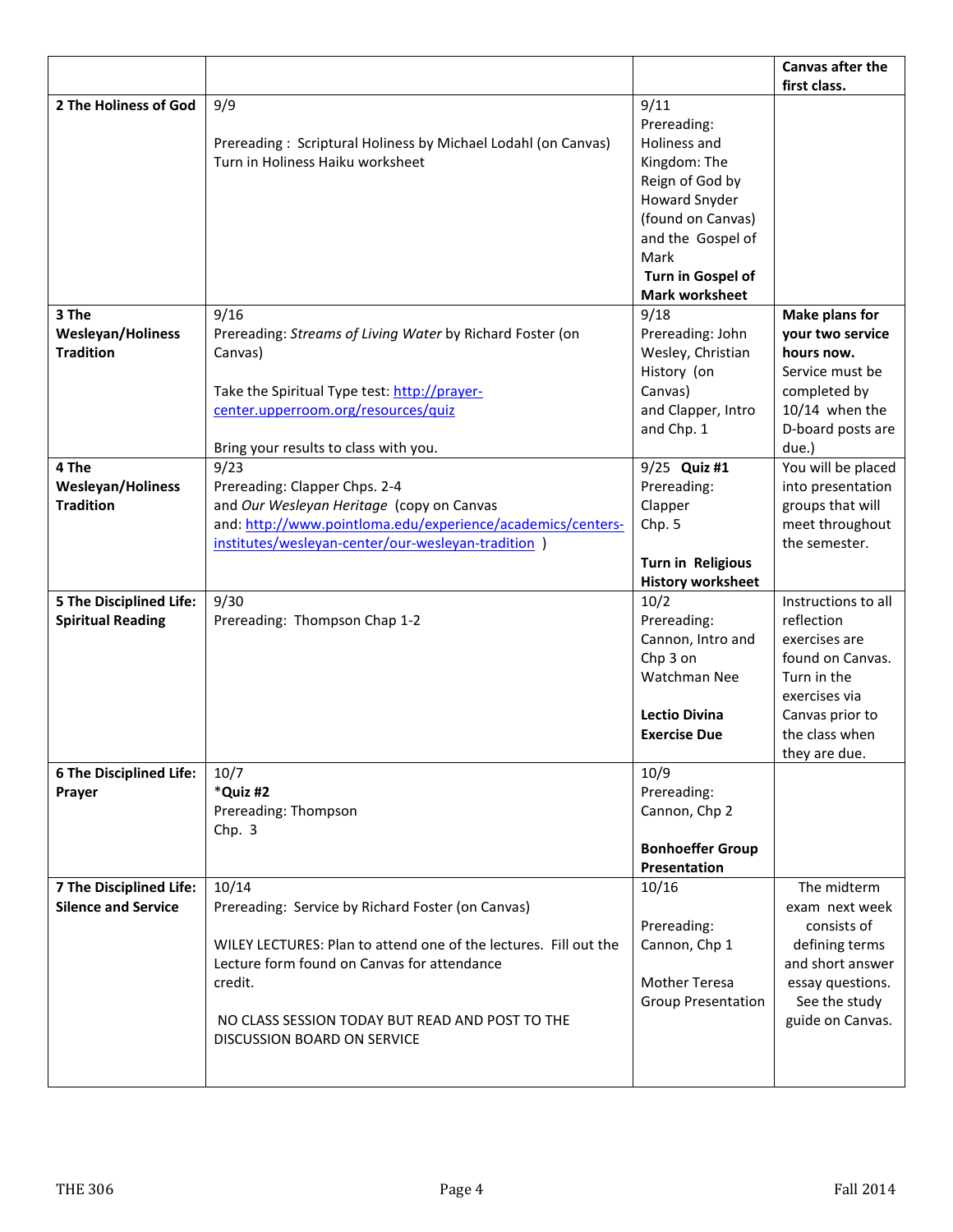| | | | |
|---|---|---|---|
| | | | **Canvas after the first class.** |
| **2 The Holiness of God** | 9/9<br><br>Prereading : Scriptural Holiness by Michael Lodahl (on Canvas)<br>Turn in Holiness Haiku worksheet | 9/11<br>Prereading: Holiness and Kingdom: The Reign of God by Howard Snyder (found on Canvas) and the Gospel of Mark<br>**Turn in Gospel of Mark worksheet** | |
| **3 The Wesleyan/Holiness Tradition** | 9/16<br>Prereading: *Streams of Living Water* by Richard Foster (on Canvas)<br><br>Take the Spiritual Type test: http://prayer-center.upperroom.org/resources/quiz<br><br>Bring your results to class with you. | 9/18<br>Prereading: John Wesley, Christian History (on Canvas) and Clapper, Intro and Chp. 1 | **Make plans for your two service hours now.** Service must be completed by 10/14 when the D-board posts are due.) |
| **4 The Wesleyan/Holiness Tradition** | 9/23<br>Prereading: Clapper Chps. 2-4<br>and *Our Wesleyan Heritage* (copy on Canvas<br>and: http://www.pointloma.edu/experience/academics/centers-institutes/wesleyan-center/our-wesleyan-tradition ) | 9/25 **Quiz #1**<br>Prereading: Clapper Chp. 5<br><br>**Turn in Religious History worksheet** | You will be placed into presentation groups that will meet throughout the semester. |
| **5 The Disciplined Life: Spiritual Reading** | 9/30<br>Prereading: Thompson Chap 1-2 | 10/2<br>Prereading: Cannon, Intro and Chp 3 on Watchman Nee<br><br>**Lectio Divina Exercise Due** | Instructions to all reflection exercises are found on Canvas. Turn in the exercises via Canvas prior to the class when they are due. |
| **6 The Disciplined Life: Prayer** | 10/7<br>***Quiz #2**<br>Prereading: Thompson Chp. 3 | 10/9<br>Prereading: Cannon, Chp 2<br><br>**Bonhoeffer Group Presentation** | |
| **7 The Disciplined Life: Silence and Service** | 10/14<br>Prereading: Service by Richard Foster (on Canvas)<br><br>WILEY LECTURES: Plan to attend one of the lectures. Fill out the Lecture form found on Canvas for attendance credit.<br><br>NO CLASS SESSION TODAY BUT READ AND POST TO THE DISCUSSION BOARD ON SERVICE | 10/16<br><br>Prereading: Cannon, Chp 1<br><br>Mother Teresa Group Presentation | The midterm exam next week consists of defining terms and short answer essay questions. See the study guide on Canvas. |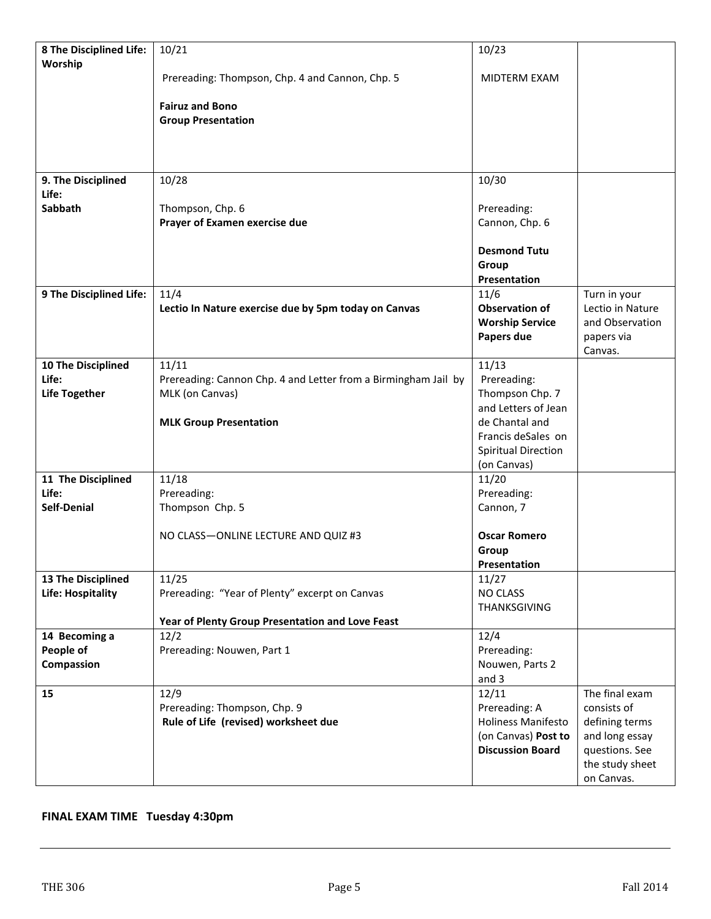| | | | |
|---|---|---|---|
| **8 The Disciplined Life: Worship** | 10/21<br><br>Prereading: Thompson, Chp. 4 and Cannon, Chp. 5<br><br>**Fairuz and Bono Group Presentation** | 10/23<br><br>MIDTERM EXAM | |
| **9. The Disciplined Life: Sabbath** | 10/28<br><br>Thompson, Chp. 6<br>**Prayer of Examen exercise due** | 10/30<br><br>Prereading: Cannon, Chp. 6<br><br>**Desmond Tutu Group Presentation** | |
| **9 The Disciplined Life:** | 11/4<br>**Lectio In Nature exercise due by 5pm today on Canvas** | 11/6<br>**Observation of Worship Service Papers due** | Turn in your Lectio in Nature and Observation papers via Canvas. |
| **10 The Disciplined Life: Life Together** | 11/11<br>Prereading: Cannon Chp. 4 and Letter from a Birmingham Jail by MLK (on Canvas)<br><br>**MLK Group Presentation** | 11/13<br>Prereading: Thompson Chp. 7 and Letters of Jean de Chantal and Francis deSales on Spiritual Direction (on Canvas) | |
| **11 The Disciplined Life: Self-Denial** | 11/18<br>Prereading:<br>Thompson Chp. 5<br><br>NO CLASS—ONLINE LECTURE AND QUIZ #3 | 11/20<br>Prereading:<br>Cannon, 7<br><br>**Oscar Romero Group Presentation** | |
| **13 The Disciplined Life: Hospitality** | 11/25<br>Prereading: "Year of Plenty" excerpt on Canvas<br><br>**Year of Plenty Group Presentation and Love Feast** | 11/27<br>NO CLASS THANKSGIVING | |
| **14 Becoming a People of Compassion** | 12/2<br>Prereading: Nouwen, Part 1 | 12/4<br>Prereading:<br>Nouwen, Parts 2 and 3 | |
| **15** | 12/9<br>Prereading: Thompson, Chp. 9<br>**Rule of Life (revised) worksheet due** | 12/11<br>Prereading: A Holiness Manifesto (on Canvas) **Post to Discussion Board** | The final exam consists of defining terms and long essay questions. See the study sheet on Canvas. |

**FINAL EXAM TIME Tuesday 4:30pm**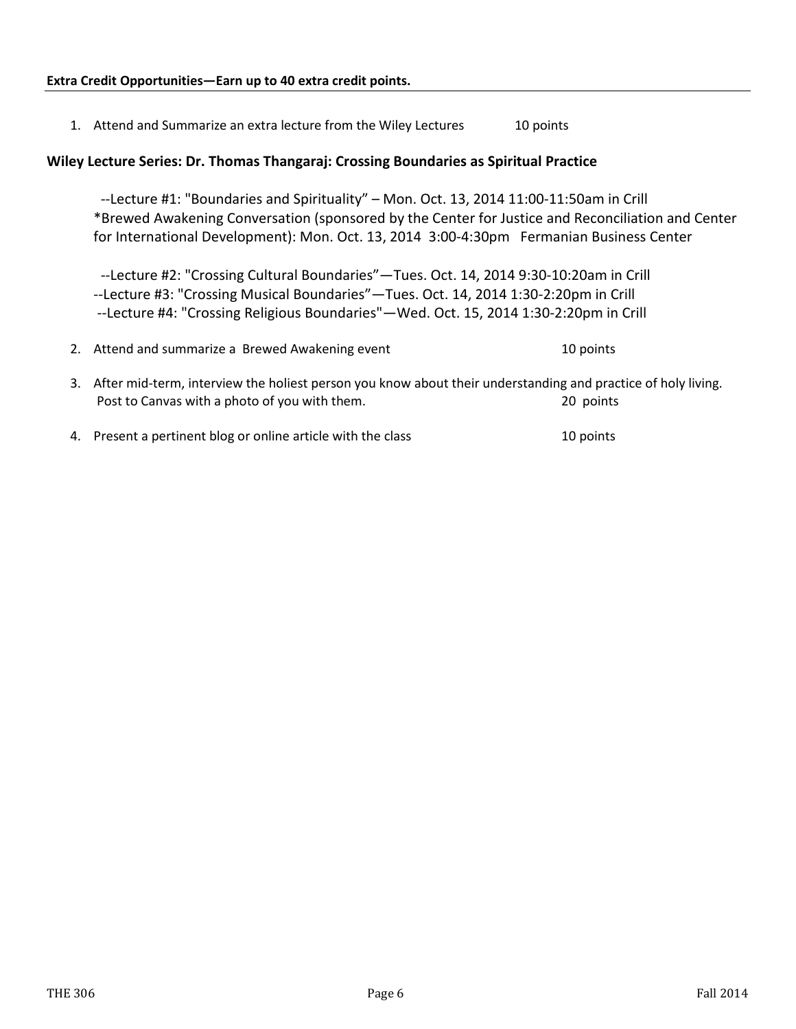**Extra Credit Opportunities—Earn up to 40 extra credit points.**

1. Attend and Summarize an extra lecture from the Wiley Lectures 10 points

**Wiley Lecture Series: Dr. Thomas Thangaraj: Crossing Boundaries as Spiritual Practice**

--Lecture #1: "Boundaries and Spirituality" – Mon. Oct. 13, 2014 11:00-11:50am in Crill
*Brewed Awakening Conversation (sponsored by the Center for Justice and Reconciliation and Center for International Development): Mon. Oct. 13, 2014 3:00-4:30pm Fermanian Business Center

--Lecture #2: "Crossing Cultural Boundaries"—Tues. Oct. 14, 2014 9:30-10:20am in Crill
--Lecture #3: "Crossing Musical Boundaries"—Tues. Oct. 14, 2014 1:30-2:20pm in Crill
--Lecture #4: "Crossing Religious Boundaries"—Wed. Oct. 15, 2014 1:30-2:20pm in Crill

2. Attend and summarize a Brewed Awakening event 10 points
3. After mid-term, interview the holiest person you know about their understanding and practice of holy living. Post to Canvas with a photo of you with them. 20 points
4. Present a pertinent blog or online article with the class 10 points